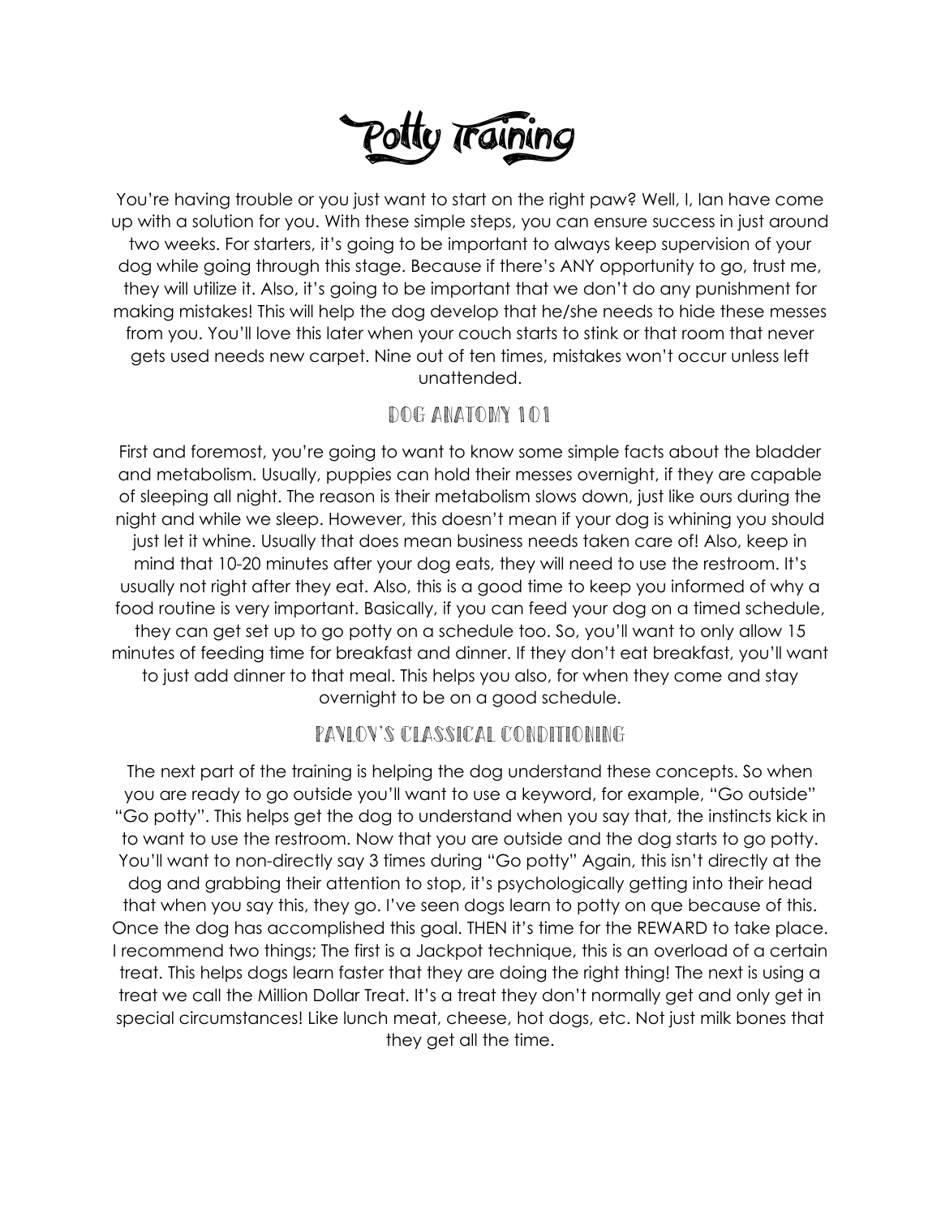# Potty Training

You're having trouble or you just want to start on the right paw? Well, I, Ian have come up with a solution for you. With these simple steps, you can ensure success in just around two weeks. For starters, it's going to be important to always keep supervision of your dog while going through this stage. Because if there's ANY opportunity to go, trust me, they will utilize it. Also, it's going to be important that we don't do any punishment for making mistakes! This will help the dog develop that he/she needs to hide these messes from you. You'll love this later when your couch starts to stink or that room that never gets used needs new carpet. Nine out of ten times, mistakes won't occur unless left unattended.

## Dog Anatomy 101

First and foremost, you're going to want to know some simple facts about the bladder and metabolism. Usually, puppies can hold their messes overnight, if they are capable of sleeping all night. The reason is their metabolism slows down, just like ours during the night and while we sleep. However, this doesn't mean if your dog is whining you should just let it whine. Usually that does mean business needs taken care of! Also, keep in mind that 10-20 minutes after your dog eats, they will need to use the restroom. It's usually not right after they eat. Also, this is a good time to keep you informed of why a food routine is very important. Basically, if you can feed your dog on a timed schedule, they can get set up to go potty on a schedule too. So, you'll want to only allow 15 minutes of feeding time for breakfast and dinner. If they don't eat breakfast, you'll want to just add dinner to that meal. This helps you also, for when they come and stay overnight to be on a good schedule.

## Pavlov's Classical Conditioning

The next part of the training is helping the dog understand these concepts. So when you are ready to go outside you'll want to use a keyword, for example, "Go outside" "Go potty". This helps get the dog to understand when you say that, the instincts kick in to want to use the restroom. Now that you are outside and the dog starts to go potty. You'll want to non-directly say 3 times during "Go potty" Again, this isn't directly at the dog and grabbing their attention to stop, it's psychologically getting into their head that when you say this, they go. I've seen dogs learn to potty on que because of this. Once the dog has accomplished this goal. THEN it's time for the REWARD to take place. I recommend two things; The first is a Jackpot technique, this is an overload of a certain treat. This helps dogs learn faster that they are doing the right thing! The next is using a treat we call the Million Dollar Treat. It's a treat they don't normally get and only get in special circumstances! Like lunch meat, cheese, hot dogs, etc. Not just milk bones that they get all the time.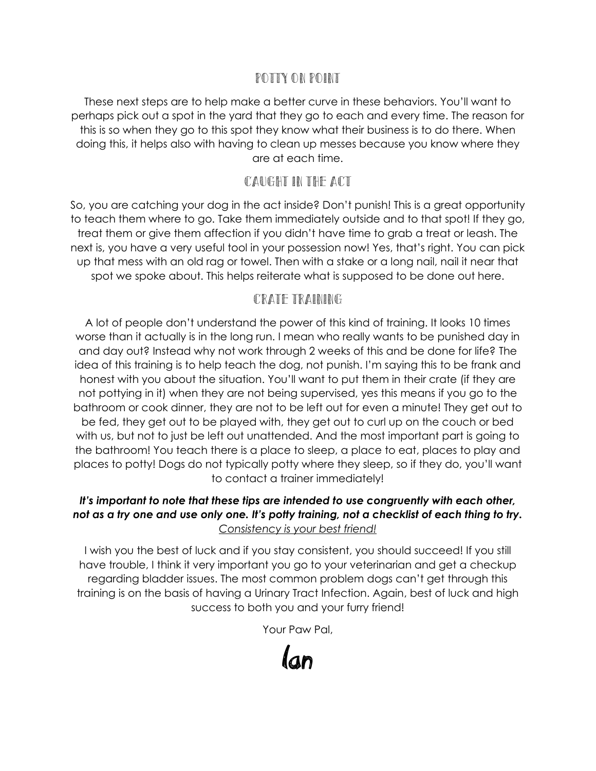## Potty on Point

These next steps are to help make a better curve in these behaviors. You'll want to perhaps pick out a spot in the yard that they go to each and every time. The reason for this is so when they go to this spot they know what their business is to do there. When doing this, it helps also with having to clean up messes because you know where they are at each time.

## Caught in the Act

So, you are catching your dog in the act inside? Don't punish! This is a great opportunity to teach them where to go. Take them immediately outside and to that spot! If they go, treat them or give them affection if you didn't have time to grab a treat or leash. The next is, you have a very useful tool in your possession now! Yes, that's right. You can pick up that mess with an old rag or towel. Then with a stake or a long nail, nail it near that spot we spoke about. This helps reiterate what is supposed to be done out here.

## Crate Training

A lot of people don't understand the power of this kind of training. It looks 10 times worse than it actually is in the long run. I mean who really wants to be punished day in and day out? Instead why not work through 2 weeks of this and be done for life? The idea of this training is to help teach the dog, not punish. I'm saying this to be frank and honest with you about the situation. You'll want to put them in their crate (if they are not pottying in it) when they are not being supervised, yes this means if you go to the bathroom or cook dinner, they are not to be left out for even a minute! They get out to be fed, they get out to be played with, they get out to curl up on the couch or bed with us, but not to just be left out unattended. And the most important part is going to the bathroom! You teach there is a place to sleep, a place to eat, places to play and places to potty! Dogs do not typically potty where they sleep, so if they do, you'll want to contact a trainer immediately!

***It's important to note that these tips are intended to use congruently with each other, not as a try one and use only one. It's potty training, not a checklist of each thing to try.***
<u>*Consistency is your best friend!*</u>

I wish you the best of luck and if you stay consistent, you should succeed! If you still have trouble, I think it very important you go to your veterinarian and get a checkup regarding bladder issues. The most common problem dogs can't get through this training is on the basis of having a Urinary Tract Infection. Again, best of luck and high success to both you and your furry friend!

Your Paw Pal,

Ian